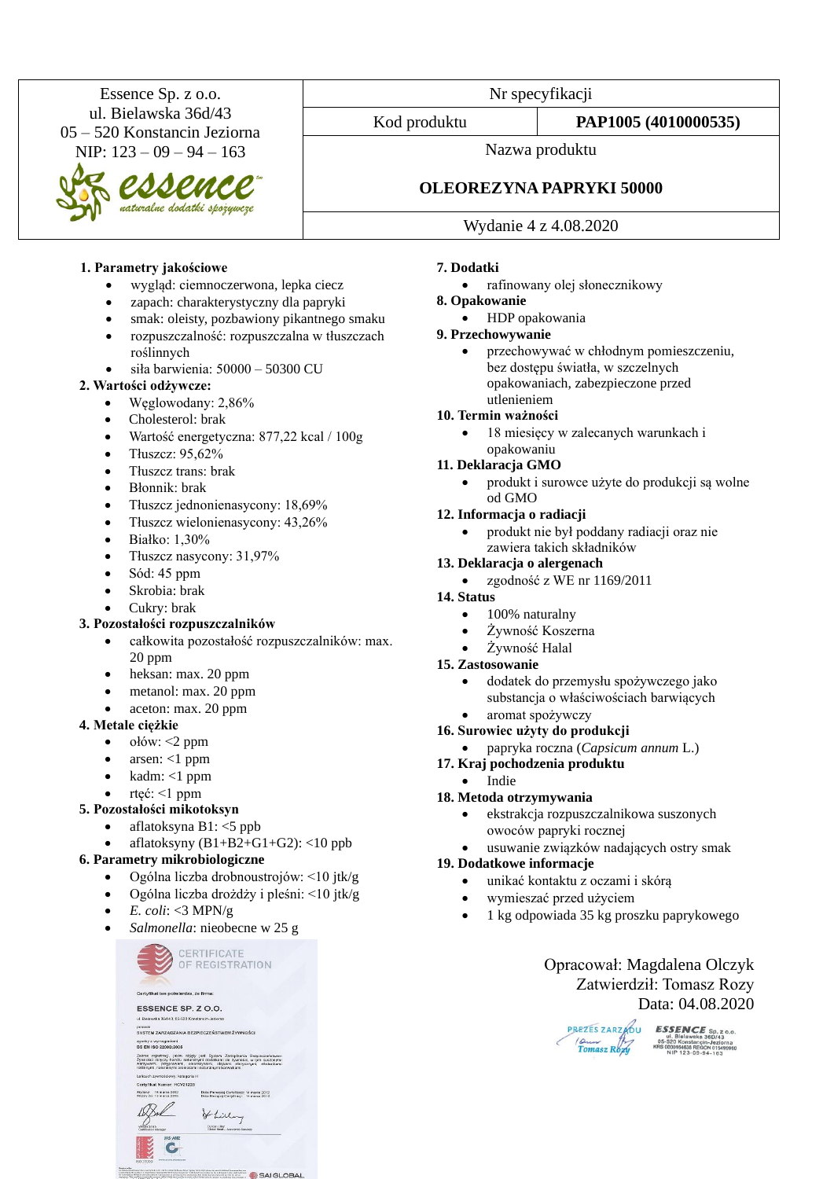| Essence Sp. z o.o. ul. Bielawska 36d/43 05 – 520 Konstancin Jeziorna NIP: 123 – 09 – 94 – 163 | Nr specyfikacji | |
|---|---|---|
| | Kod produktu | **PAP1005 (4010000535)** |
| | Nazwa produktu **OLEOREZYNA PAPRYKI 50000** | |
| | Wydanie 4 z 4.08.2020 | |

**1. Parametry jakościowe**
- wygląd: ciemnoczerwona, lepka ciecz
- zapach: charakterystyczny dla papryki
- smak: oleisty, pozbawiony pikantnego smaku
- rozpuszczalność: rozpuszczalna w tłuszczach roślinnych
- siła barwienia: 50000 – 50300 CU

**2. Wartości odżywcze:**
- Węglowodany: 2,86%
- Cholesterol: brak
- Wartość energetyczna: 877,22 kcal / 100g
- Tłuszcz: 95,62%
- Tłuszcz trans: brak
- Błonnik: brak
- Tłuszcz jednonienasycony: 18,69%
- Tłuszcz wielonienasycony: 43,26%
- Białko: 1,30%
- Tłuszcz nasycony: 31,97%
- Sód: 45 ppm
- Skrobia: brak
- Cukry: brak

**3. Pozostałości rozpuszczalników**
- całkowita pozostałość rozpuszczalników: max. 20 ppm
- heksan: max. 20 ppm
- metanol: max. 20 ppm
- aceton: max. 20 ppm

**4. Metale ciężkie**
- ołów: <2 ppm
- arsen: <1 ppm
- kadm: <1 ppm
- rtęć: <1 ppm

**5. Pozostałości mikotoksyn**
- aflatoksyna B1: <5 ppb
- aflatoksyny (B1+B2+G1+G2): <10 ppb

**6. Parametry mikrobiologiczne**
- Ogólna liczba drobnoustrojów: <10 jtk/g
- Ogólna liczba drożdży i pleśni: <10 jtk/g
- *E. coli*: <3 MPN/g
- *Salmonella*: nieobecne w 25 g

**7. Dodatki**
- rafinowany olej słonecznikowy

**8. Opakowanie**
- HDP opakowania

**9. Przechowywanie**
- przechowywać w chłodnym pomieszczeniu, bez dostępu światła, w szczelnych opakowaniach, zabezpieczone przed utlenieniem

**10. Termin ważności**
- 18 miesięcy w zalecanych warunkach i opakowaniu

**11. Deklaracja GMO**
- produkt i surowce użyte do produkcji są wolne od GMO

**12. Informacja o radiacji**
- produkt nie był poddany radiacji oraz nie zawiera takich składników

**13. Deklaracja o alergenach**
- zgodność z WE nr 1169/2011

**14. Status**
- 100% naturalny
- Żywność Koszerna
- Żywność Halal

**15. Zastosowanie**
- dodatek do przemysłu spożywczego jako substancja o właściwościach barwiących
- aromat spożywczy

**16. Surowiec użyty do produkcji**
- papryka roczna (*Capsicum annum* L.)

**17. Kraj pochodzenia produktu**
- Indie

**18. Metoda otrzymywania**
- ekstrakcja rozpuszczalnikowa suszonych owoców papryki rocznej
- usuwanie związków nadających ostry smak

**19. Dodatkowe informacje**
- unikać kontaktu z oczami i skórą
- wymieszać przed użyciem
- 1 kg odpowiada 35 kg proszku paprykowego

Opracował: Magdalena Olczyk
Zatwierdził: Tomasz Rozy
Data: 04.08.2020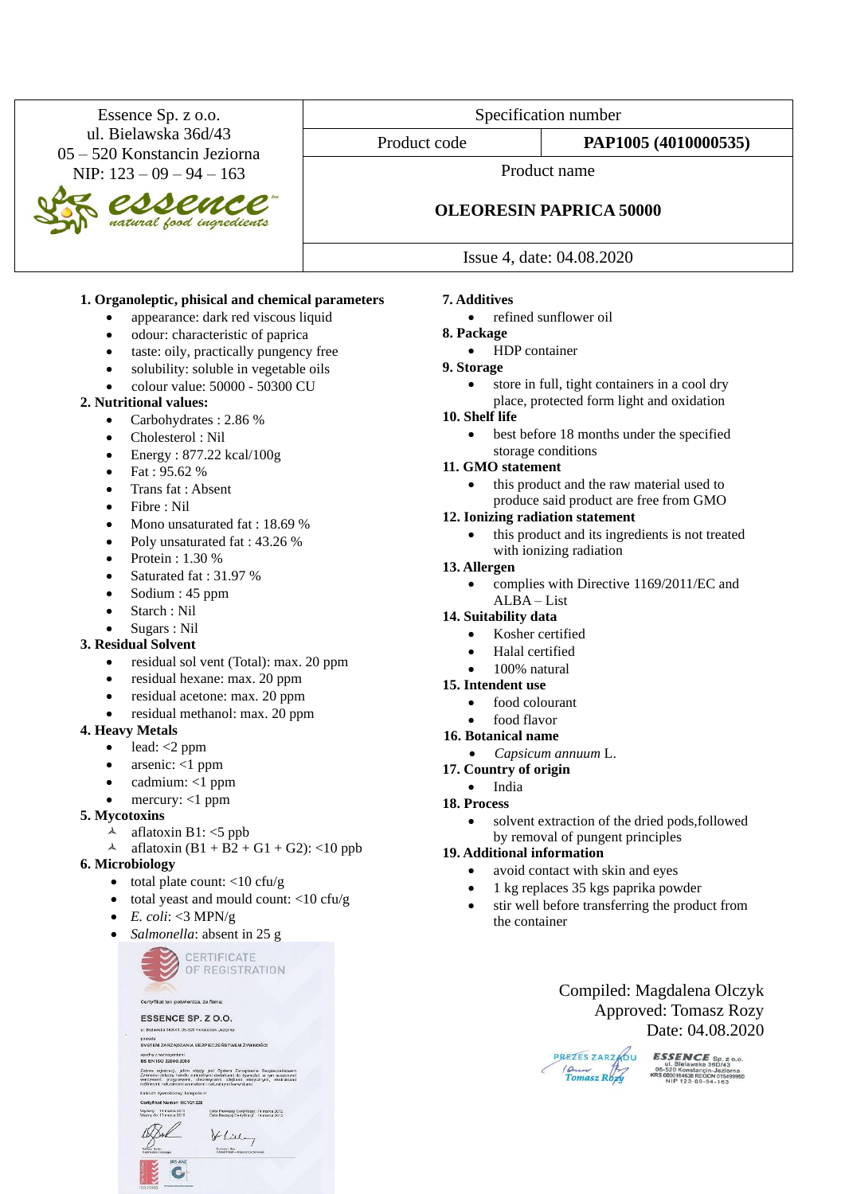| Essence Sp. z o.o.<br>ul. Bielawska 36d/43<br>05 – 520 Konstancin Jeziorna<br>NIP: 123 – 09 – 94 – 163<br>essence natural food ingredients | Specification number | |
|---|---|---|
| | Product code | **PAP1005 (4010000535)** |
| | Product name<br>**OLEORESIN PAPRICA 50000** | |
| | Issue 4, date: 04.08.2020 | |

**1. Organoleptic, phisical and chemical parameters**

- appearance: dark red viscous liquid
- odour: characteristic of paprica
- taste: oily, practically pungency free
- solubility: soluble in vegetable oils
- colour value: 50000 - 50300 CU

**2. Nutritional values:**

- Carbohydrates : 2.86 %
- Cholesterol : Nil
- Energy : 877.22 kcal/100g
- Fat : 95.62 %
- Trans fat : Absent
- Fibre : Nil
- Mono unsaturated fat : 18.69 %
- Poly unsaturated fat : 43.26 %
- Protein : 1.30 %
- Saturated fat : 31.97 %
- Sodium : 45 ppm
- Starch : Nil
- Sugars : Nil

**3. Residual Solvent**

- residual sol vent (Total): max. 20 ppm
- residual hexane: max. 20 ppm
- residual acetone: max. 20 ppm
- residual methanol: max. 20 ppm

**4. Heavy Metals**

- lead: <2 ppm
- arsenic: <1 ppm
- cadmium: <1 ppm
- mercury: <1 ppm

**5. Mycotoxins**

- aflatoxin B1: <5 ppb
- aflatoxin (B1 + B2 + G1 + G2): <10 ppb

**6. Microbiology**

- total plate count: <10 cfu/g
- total yeast and mould count: <10 cfu/g
- *E. coli*: <3 MPN/g
- *Salmonella*: absent in 25 g

**7. Additives**

- refined sunflower oil

**8. Package**

- HDP container

**9. Storage**

- store in full, tight containers in a cool dry place, protected form light and oxidation

**10. Shelf life**

- best before 18 months under the specified storage conditions

**11. GMO statement**

- this product and the raw material used to produce said product are free from GMO

**12. Ionizing radiation statement**

- this product and its ingredients is not treated with ionizing radiation

**13. Allergen**

- complies with Directive 1169/2011/EC and ALBA – List

**14. Suitability data**

- Kosher certified
- Halal certified
- 100% natural

**15. Intendent use**

- food colourant
- food flavor

**16. Botanical name**

- *Capsicum annuum* L.

**17. Country of origin**

- India

**18. Process**

- solvent extraction of the dried pods,followed by removal of pungent principles

**19. Additional information**

- avoid contact with skin and eyes
- 1 kg replaces 35 kgs paprika powder
- stir well before transferring the product from the container

CERTIFICATE OF REGISTRATION

Certyfikat ten potwierdza, że firma:

ESSENCE SP. Z O.O.

ul. Bielawska 36d/43, 05-520 Konstancin-Jeziorna

SYSTEM ZARZĄDZANIA BEZPIECZEŃSTWEM ŻYWNOŚCI

BS EN ISO 22000:2005

Certyfikat Numer: HCV21228

Compiled: Magdalena Olczyk

Approved: Tomasz Rozy

Date: 04.08.2020

PREZES ZARZĄDU Tomasz Rozy

ESSENCE Sp. z o.o. ul. Bielawska 36D/43 05-520 Konstancin-Jeziorna KRS 0000154638 REGON 015499960 NIP 123-09-94-163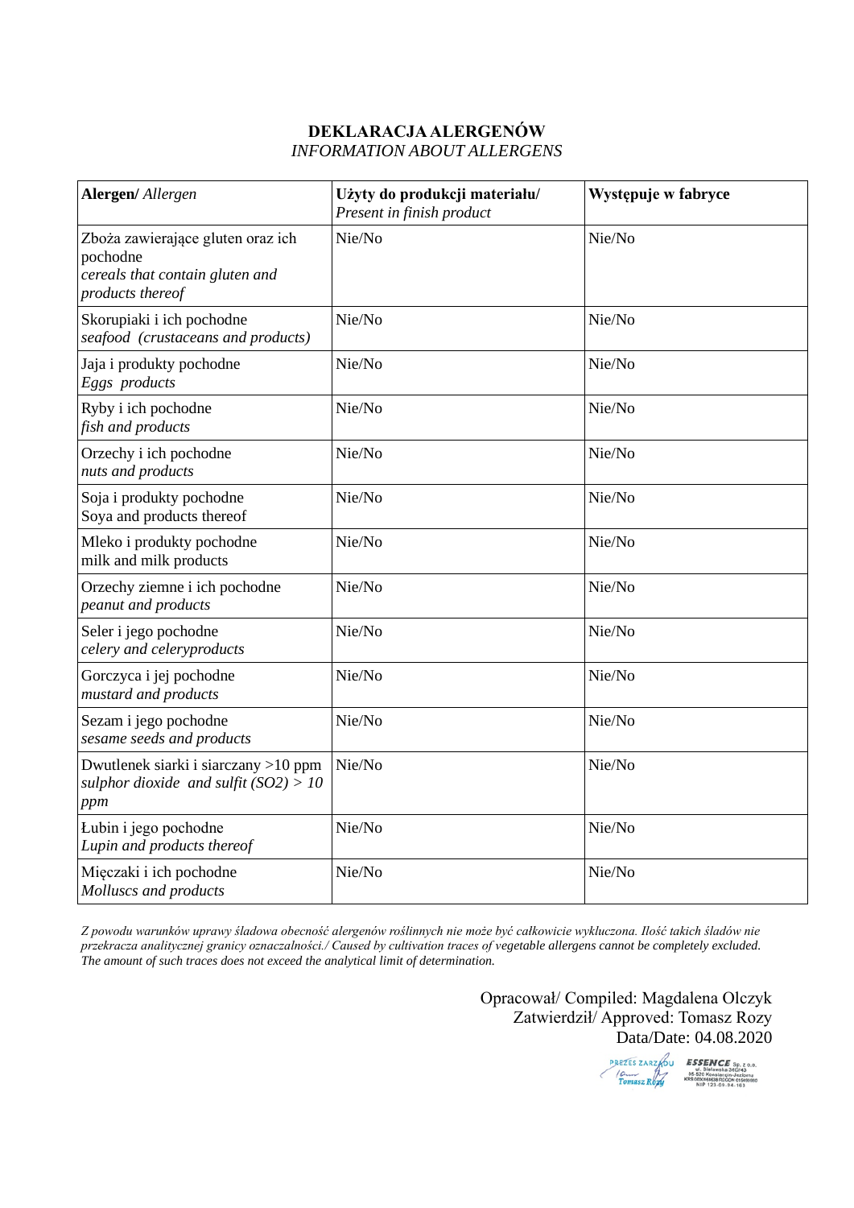# DEKLARACJA ALERGENÓW

*INFORMATION ABOUT ALLERGENS*

| **Alergen/** *Allergen* | **Użyty do produkcji materiału/** *Present in finish product* | **Występuje w fabryce** |
|---|---|---|
| Zboża zawierające gluten oraz ich pochodne *cereals that contain gluten and products thereof* | Nie/No | Nie/No |
| Skorupiaki i ich pochodne *seafood (crustaceans and products)* | Nie/No | Nie/No |
| Jaja i produkty pochodne *Eggs products* | Nie/No | Nie/No |
| Ryby i ich pochodne *fish and products* | Nie/No | Nie/No |
| Orzechy i ich pochodne *nuts and products* | Nie/No | Nie/No |
| Soja i produkty pochodne Soya and products thereof | Nie/No | Nie/No |
| Mleko i produkty pochodne milk and milk products | Nie/No | Nie/No |
| Orzechy ziemne i ich pochodne *peanut and products* | Nie/No | Nie/No |
| Seler i jego pochodne *celery and celeryproducts* | Nie/No | Nie/No |
| Gorczyca i jej pochodne *mustard and products* | Nie/No | Nie/No |
| Sezam i jego pochodne *sesame seeds and products* | Nie/No | Nie/No |
| Dwutlenek siarki i siarczany >10 ppm *sulphor dioxide and sulfit (SO2) > 10 ppm* | Nie/No | Nie/No |
| Łubin i jego pochodne *Lupin and products thereof* | Nie/No | Nie/No |
| Mięczaki i ich pochodne *Molluscs and products* | Nie/No | Nie/No |

*Z powodu warunków uprawy śladowa obecność alergenów roślinnych nie może być całkowicie wykluczona. Ilość takich śladów nie przekracza analitycznej granicy oznaczalności./ Caused by cultivation traces of vegetable allergens cannot be completely excluded. The amount of such traces does not exceed the analytical limit of determination.*

Opracował/ Compiled: Magdalena Olczyk
Zatwierdził/ Approved: Tomasz Rozy
Data/Date: 04.08.2020

PREZES ZARZĄDU Tomasz Rozy

ESSENCE Sp. z o.o. ul. Bielawska 24D/43 95-520 Konstancin-Jeziorna KRS 0000166038 REGON 015490980 NIP 123-09-94-163